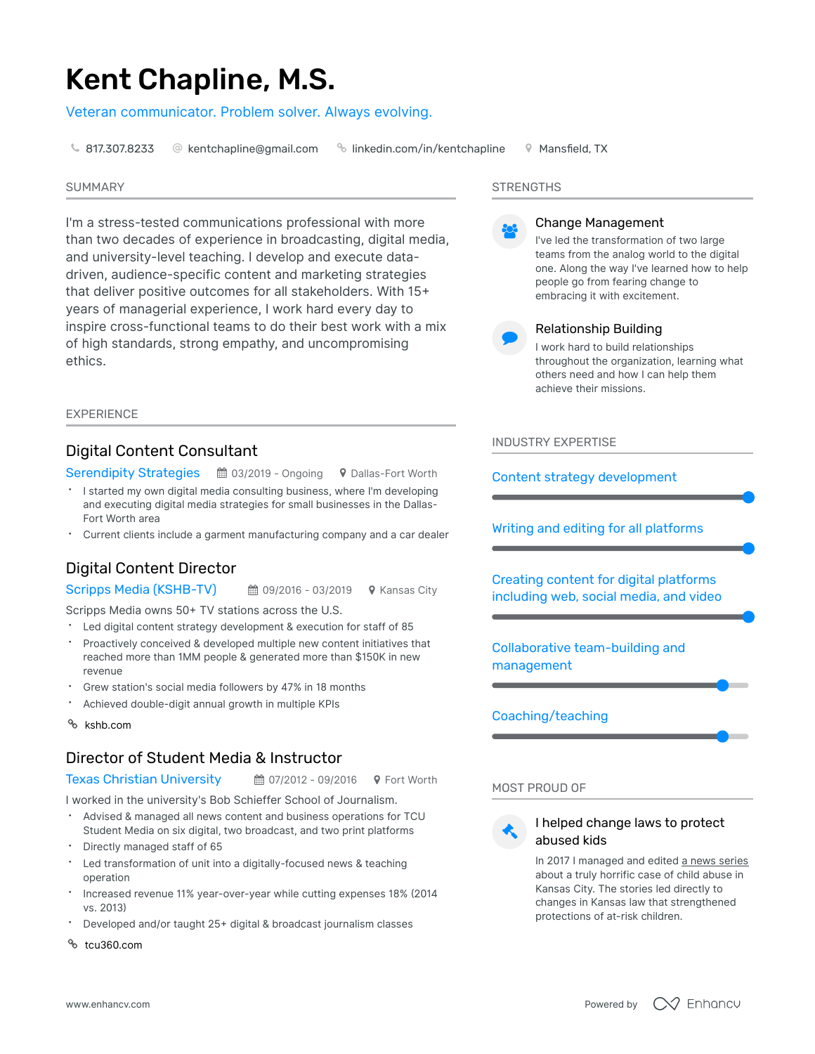# Kent Chapline, M.S.

Veteran communicator. Problem solver. Always evolving.

817.307.8233 | kentchapline@gmail.com | linkedin.com/in/kentchapline | Mansfield, TX

## SUMMARY

I'm a stress-tested communications professional with more than two decades of experience in broadcasting, digital media, and university-level teaching. I develop and execute data-driven, audience-specific content and marketing strategies that deliver positive outcomes for all stakeholders. With 15+ years of managerial experience, I work hard every day to inspire cross-functional teams to do their best work with a mix of high standards, strong empathy, and uncompromising ethics.

## EXPERIENCE

### Digital Content Consultant

**Serendipity Strategies** | 03/2019 - Ongoing | Dallas-Fort Worth

- I started my own digital media consulting business, where I'm developing and executing digital media strategies for small businesses in the Dallas-Fort Worth area
- Current clients include a garment manufacturing company and a car dealer

### Digital Content Director

**Scripps Media (KSHB-TV)** | 09/2016 - 03/2019 | Kansas City

Scripps Media owns 50+ TV stations across the U.S.

- Led digital content strategy development & execution for staff of 85
- Proactively conceived & developed multiple new content initiatives that reached more than 1MM people & generated more than $150K in new revenue
- Grew station's social media followers by 47% in 18 months
- Achieved double-digit annual growth in multiple KPIs

kshb.com

### Director of Student Media & Instructor

**Texas Christian University** | 07/2012 - 09/2016 | Fort Worth

I worked in the university's Bob Schieffer School of Journalism.

- Advised & managed all news content and business operations for TCU Student Media on six digital, two broadcast, and two print platforms
- Directly managed staff of 65
- Led transformation of unit into a digitally-focused news & teaching operation
- Increased revenue 11% year-over-year while cutting expenses 18% (2014 vs. 2013)
- Developed and/or taught 25+ digital & broadcast journalism classes

tcu360.com

## STRENGTHS

### Change Management

I've led the transformation of two large teams from the analog world to the digital one. Along the way I've learned how to help people go from fearing change to embracing it with excitement.

### Relationship Building

I work hard to build relationships throughout the organization, learning what others need and how I can help them achieve their missions.

## INDUSTRY EXPERTISE

- Content strategy development
- Writing and editing for all platforms
- Creating content for digital platforms including web, social media, and video
- Collaborative team-building and management
- Coaching/teaching

## MOST PROUD OF

### I helped change laws to protect abused kids

In 2017 I managed and edited a news series about a truly horrific case of child abuse in Kansas City. The stories led directly to changes in Kansas law that strengthened protections of at-risk children.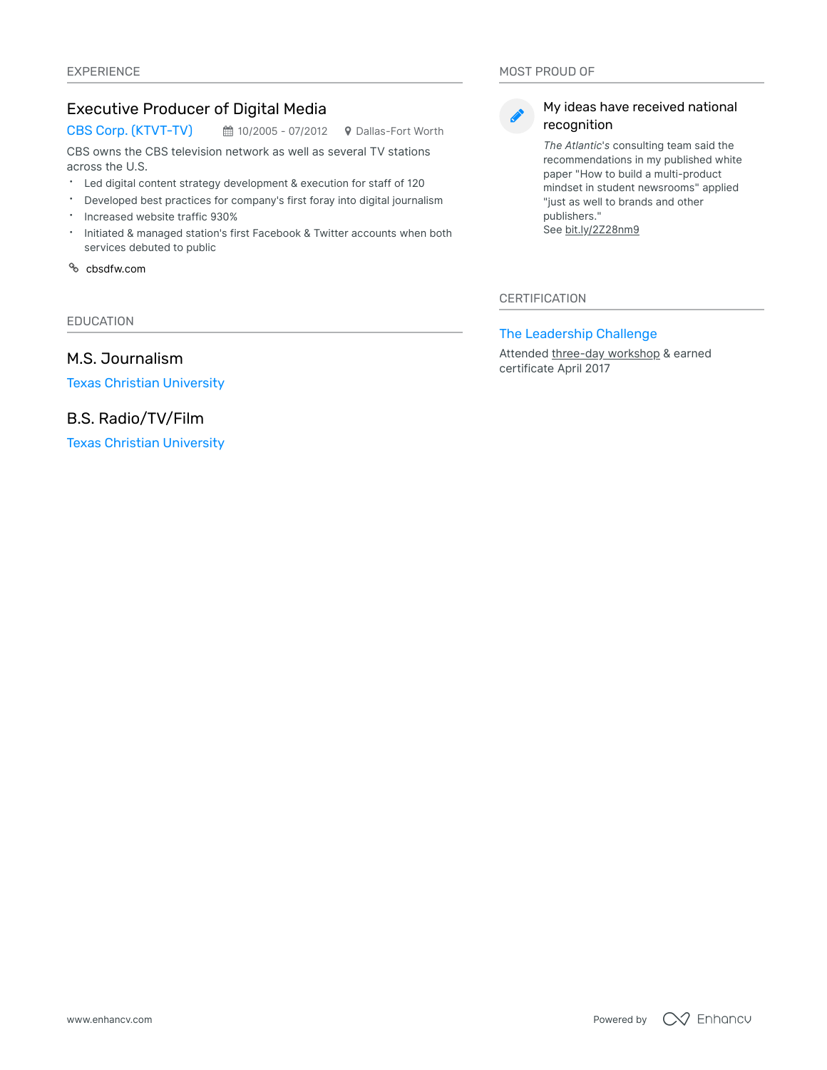## EXPERIENCE

### Executive Producer of Digital Media

**CBS Corp. (KTVT-TV)** | 10/2005 - 07/2012 | Dallas-Fort Worth

CBS owns the CBS television network as well as several TV stations across the U.S.

- Led digital content strategy development & execution for staff of 120
- Developed best practices for company's first foray into digital journalism
- Increased website traffic 930%
- Initiated & managed station's first Facebook & Twitter accounts when both services debuted to public

cbsdfw.com

## EDUCATION

### M.S. Journalism

**Texas Christian University**

### B.S. Radio/TV/Film

**Texas Christian University**

## MOST PROUD OF

### My ideas have received national recognition

*The Atlantic*'s consulting team said the recommendations in my published white paper "How to build a multi-product mindset in student newsrooms" applied "just as well to brands and other publishers."
See bit.ly/2Z28nm9

## CERTIFICATION

### The Leadership Challenge

Attended three-day workshop & earned certificate April 2017